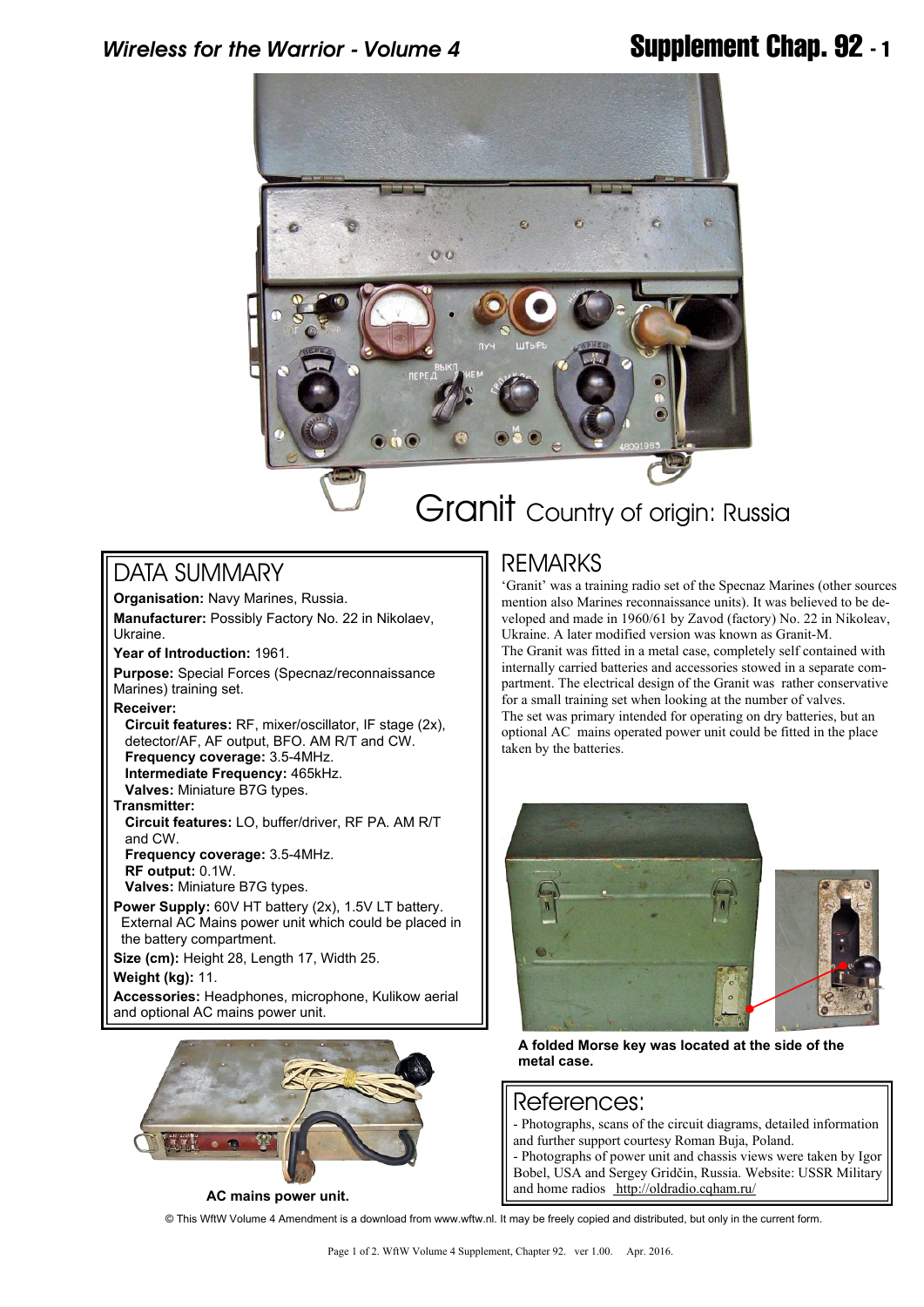# Granit Country of origin: Russia

## DATA SUMMARY

**Organisation:** Navy Marines, Russia.

**Manufacturer:** Possibly Factory No. 22 in Nikolaev, Ukraine.

**Year of Introduction:** 1961.

**Purpose:** Special Forces (Specnaz/reconnaissance Marines) training set.

**Receiver:**

**Circuit features:** RF, mixer/oscillator, IF stage (2x), detector/AF, AF output, BFO. AM R/T and CW.
**Frequency coverage:** 3.5-4MHz.
**Intermediate Frequency:** 465kHz.
**Valves:** Miniature B7G types.

**Transmitter:**

**Circuit features:** LO, buffer/driver, RF PA. AM R/T and CW.
**Frequency coverage:** 3.5-4MHz.
**RF output:** 0.1W.
**Valves:** Miniature B7G types.

**Power Supply:** 60V HT battery (2x), 1.5V LT battery. External AC Mains power unit which could be placed in the battery compartment.

**Size (cm):** Height 28, Length 17, Width 25.

**Weight (kg):** 11.

**Accessories:** Headphones, microphone, Kulikow aerial and optional AC mains power unit.

**AC mains power unit.**

## REMARKS

'Granit' was a training radio set of the Specnaz Marines (other sources mention also Marines reconnaissance units). It was believed to be developed and made in 1960/61 by Zavod (factory) No. 22 in Nikoleav, Ukraine. A later modified version was known as Granit-M.
The Granit was fitted in a metal case, completely self contained with internally carried batteries and accessories stowed in a separate compartment. The electrical design of the Granit was rather conservative for a small training set when looking at the number of valves.
The set was primary intended for operating on dry batteries, but an optional AC mains operated power unit could be fitted in the place taken by the batteries.

**A folded Morse key was located at the side of the metal case.**

## References:

- Photographs, scans of the circuit diagrams, detailed information and further support courtesy Roman Buja, Poland.
- Photographs of power unit and chassis views were taken by Igor Bobel, USA and Sergey Gridčin, Russia. Website: USSR Military and home radios http://oldradio.cqham.ru/

© This WftW Volume 4 Amendment is a download from www.wftw.nl. It may be freely copied and distributed, but only in the current form.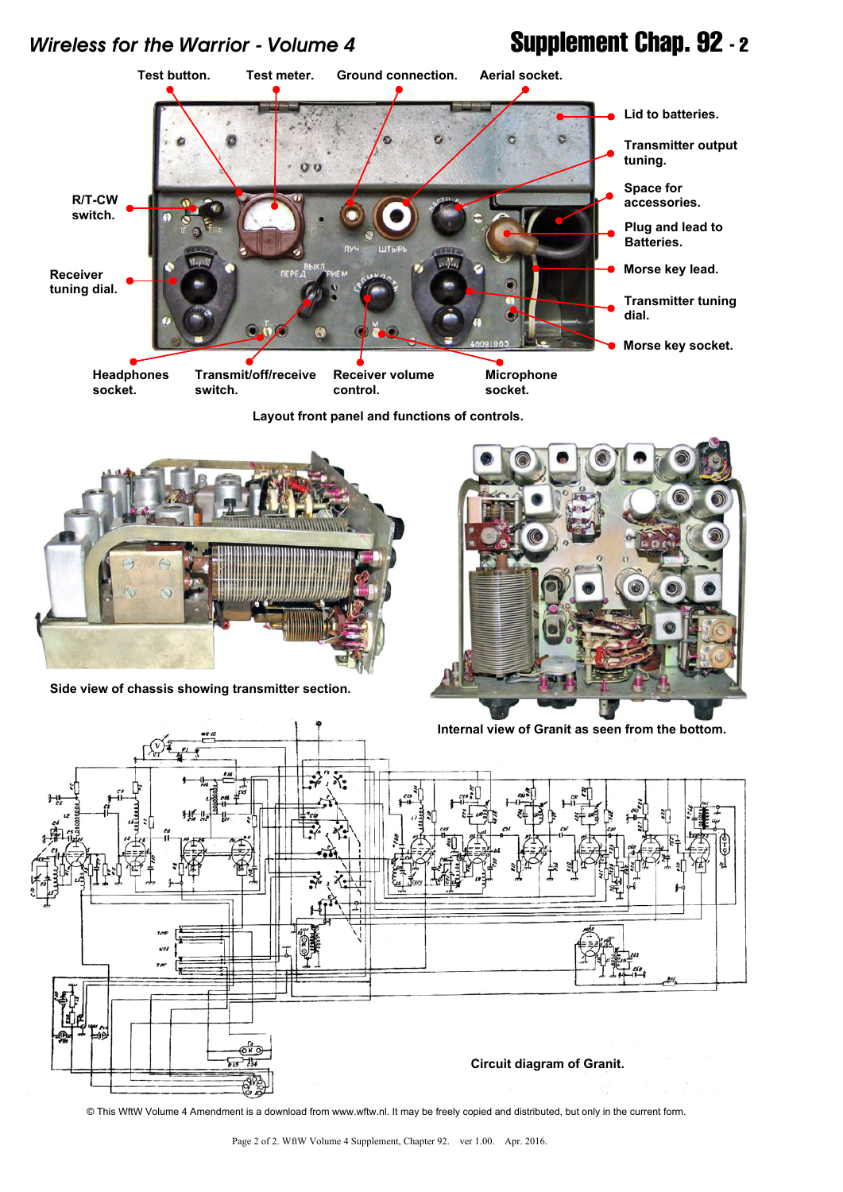Test button.

Test meter.

Ground connection.

Aerial socket.

Lid to batteries.

Transmitter output tuning.

Space for accessories.

Plug and lead to Batteries.

Morse key lead.

Transmitter tuning dial.

Morse key socket.

R/T-CW switch.

Receiver tuning dial.

Headphones socket.

Transmit/off/receive switch.

Receiver volume control.

Microphone socket.

Layout front panel and functions of controls.

Side view of chassis showing transmitter section.

Internal view of Granit as seen from the bottom.

Circuit diagram of Granit.

© This WftW Volume 4 Amendment is a download from www.wftw.nl. It may be freely copied and distributed, but only in the current form.